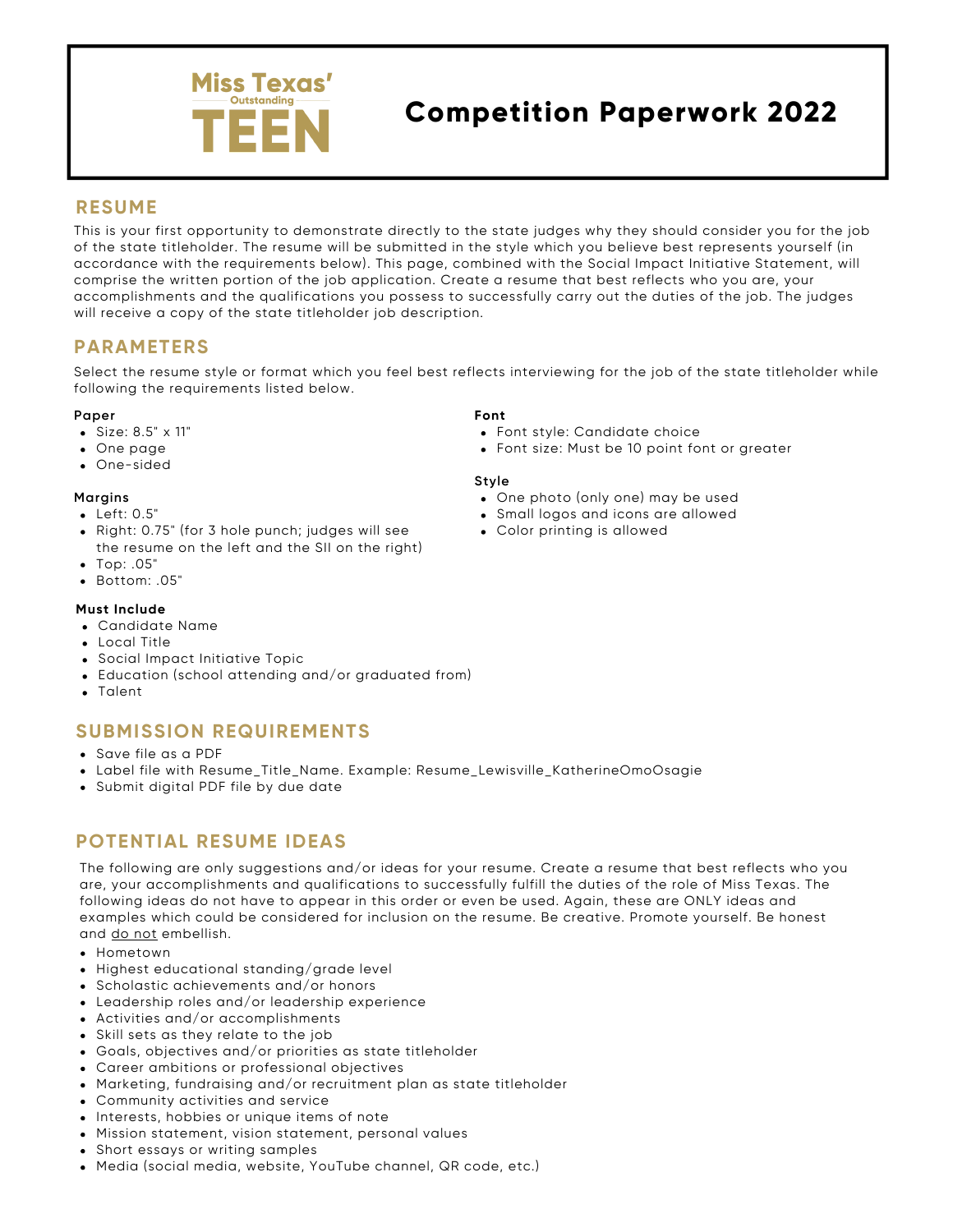Miss Texas' Outstanding TEEN

# Competition Paperwork 2022

## RESUME

This is your first opportunity to demonstrate directly to the state judges why they should consider you for the job of the state titleholder. The resume will be submitted in the style which you believe best represents yourself (in accordance with the requirements below). This page, combined with the Social Impact Initiative Statement, will comprise the written portion of the job application. Create a resume that best reflects who you are, your accomplishments and the qualifications you possess to successfully carry out the duties of the job. The judges will receive a copy of the state titleholder job description.

## PARAMETERS

Select the resume style or format which you feel best reflects interviewing for the job of the state titleholder while following the requirements listed below.

**Paper**

- Size: 8.5" x 11"
- One page
- One-sided

**Margins**

- Left: 0.5"
- Right: 0.75" (for 3 hole punch; judges will see the resume on the left and the SII on the right)
- Top: .05"
- Bottom: .05"

**Must Include**

- Candidate Name
- Local Title
- Social Impact Initiative Topic
- Education (school attending and/or graduated from)
- Talent

**Font**

- Font style: Candidate choice
- Font size: Must be 10 point font or greater

**Style**

- One photo (only one) may be used
- Small logos and icons are allowed
- Color printing is allowed

## SUBMISSION REQUIREMENTS

- Save file as a PDF
- Label file with Resume_Title_Name. Example: Resume_Lewisville_KatherineOmoOsagie
- Submit digital PDF file by due date

## POTENTIAL RESUME IDEAS

The following are only suggestions and/or ideas for your resume. Create a resume that best reflects who you are, your accomplishments and qualifications to successfully fulfill the duties of the role of Miss Texas. The following ideas do not have to appear in this order or even be used. Again, these are ONLY ideas and examples which could be considered for inclusion on the resume. Be creative. Promote yourself. Be honest and <u>do not</u> embellish.

- Hometown
- Highest educational standing/grade level
- Scholastic achievements and/or honors
- Leadership roles and/or leadership experience
- Activities and/or accomplishments
- Skill sets as they relate to the job
- Goals, objectives and/or priorities as state titleholder
- Career ambitions or professional objectives
- Marketing, fundraising and/or recruitment plan as state titleholder
- Community activities and service
- Interests, hobbies or unique items of note
- Mission statement, vision statement, personal values
- Short essays or writing samples
- Media (social media, website, YouTube channel, QR code, etc.)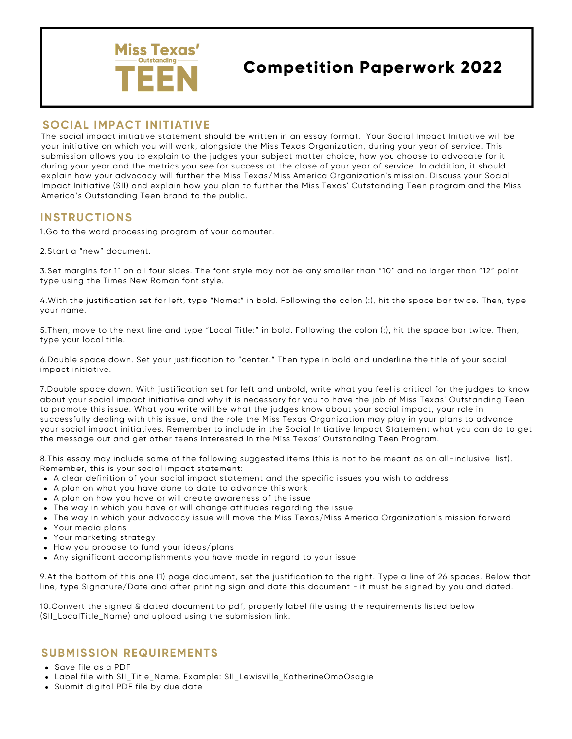# Miss Texas' Outstanding TEEN

# Competition Paperwork 2022

## SOCIAL IMPACT INITIATIVE

The social impact initiative statement should be written in an essay format. Your Social Impact Initiative will be your initiative on which you will work, alongside the Miss Texas Organization, during your year of service. This submission allows you to explain to the judges your subject matter choice, how you choose to advocate for it during your year and the metrics you see for success at the close of your year of service. In addition, it should explain how your advocacy will further the Miss Texas/Miss America Organization's mission. Discuss your Social Impact Initiative (SII) and explain how you plan to further the Miss Texas' Outstanding Teen program and the Miss America's Outstanding Teen brand to the public.

## INSTRUCTIONS

1.Go to the word processing program of your computer.

2.Start a "new" document.

3.Set margins for 1" on all four sides. The font style may not be any smaller than "10" and no larger than "12" point type using the Times New Roman font style.

4.With the justification set for left, type "Name:" in bold. Following the colon (:), hit the space bar twice. Then, type your name.

5.Then, move to the next line and type "Local Title:" in bold. Following the colon (:), hit the space bar twice. Then, type your local title.

6.Double space down. Set your justification to "center." Then type in bold and underline the title of your social impact initiative.

7.Double space down. With justification set for left and unbold, write what you feel is critical for the judges to know about your social impact initiative and why it is necessary for you to have the job of Miss Texas' Outstanding Teen to promote this issue. What you write will be what the judges know about your social impact, your role in successfully dealing with this issue, and the role the Miss Texas Organization may play in your plans to advance your social impact initiatives. Remember to include in the Social Initiative Impact Statement what you can do to get the message out and get other teens interested in the Miss Texas' Outstanding Teen Program.

8.This essay may include some of the following suggested items (this is not to be meant as an all-inclusive list). Remember, this is <u>your</u> social impact statement:

- A clear definition of your social impact statement and the specific issues you wish to address
- A plan on what you have done to date to advance this work
- A plan on how you have or will create awareness of the issue
- The way in which you have or will change attitudes regarding the issue
- The way in which your advocacy issue will move the Miss Texas/Miss America Organization's mission forward
- Your media plans
- Your marketing strategy
- How you propose to fund your ideas/plans
- Any significant accomplishments you have made in regard to your issue

9.At the bottom of this one (1) page document, set the justification to the right. Type a line of 26 spaces. Below that line, type Signature/Date and after printing sign and date this document - it must be signed by you and dated.

10.Convert the signed & dated document to pdf, properly label file using the requirements listed below (SII_LocalTitle_Name) and upload using the submission link.

## SUBMISSION REQUIREMENTS

- Save file as a PDF
- Label file with SII_Title_Name. Example: SII_Lewisville_KatherineOmoOsagie
- Submit digital PDF file by due date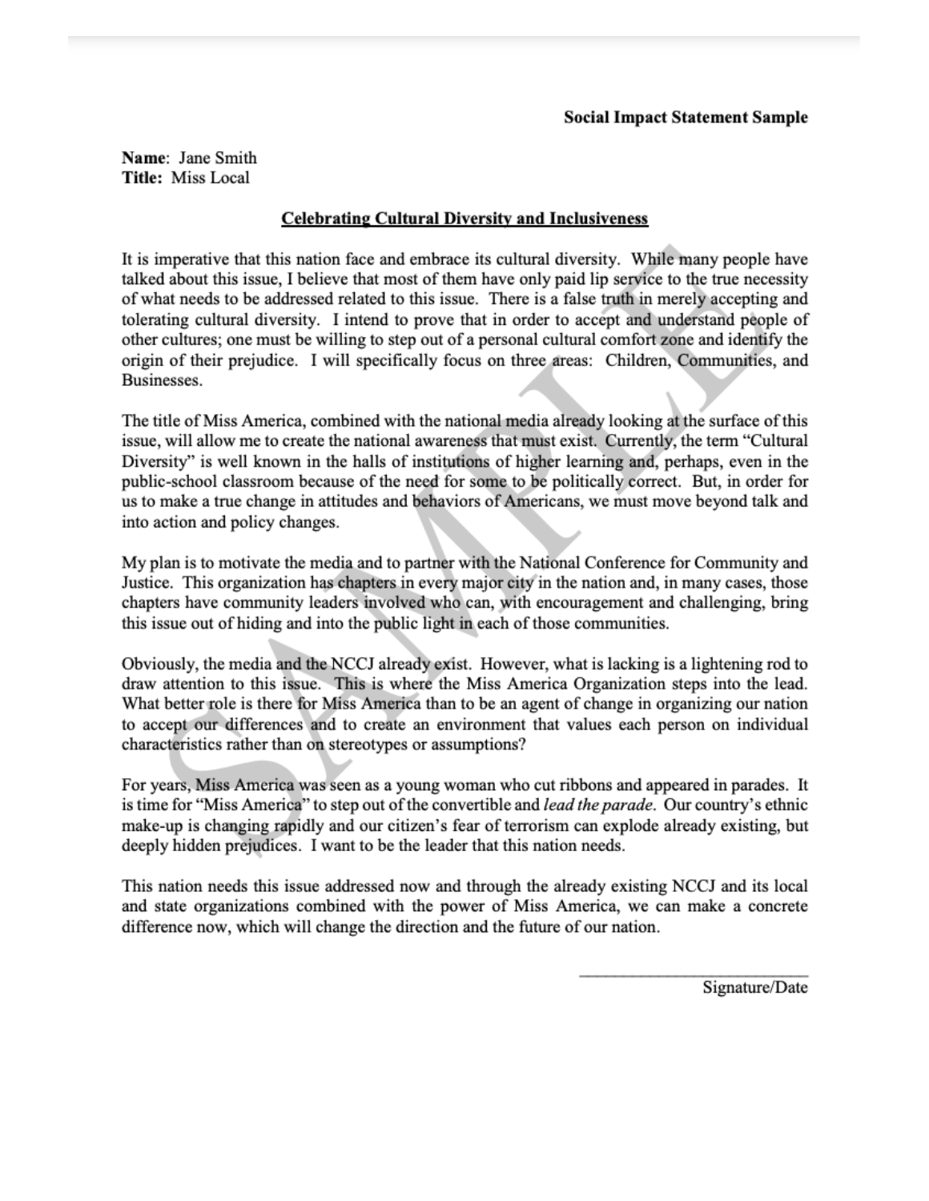**Social Impact Statement Sample**

**Name**: Jane Smith
**Title:** Miss Local

## Celebrating Cultural Diversity and Inclusiveness

It is imperative that this nation face and embrace its cultural diversity. While many people have talked about this issue, I believe that most of them have only paid lip service to the true necessity of what needs to be addressed related to this issue. There is a false truth in merely accepting and tolerating cultural diversity. I intend to prove that in order to accept and understand people of other cultures; one must be willing to step out of a personal cultural comfort zone and identify the origin of their prejudice. I will specifically focus on three areas: Children, Communities, and Businesses.

The title of Miss America, combined with the national media already looking at the surface of this issue, will allow me to create the national awareness that must exist. Currently, the term "Cultural Diversity" is well known in the halls of institutions of higher learning and, perhaps, even in the public-school classroom because of the need for some to be politically correct. But, in order for us to make a true change in attitudes and behaviors of Americans, we must move beyond talk and into action and policy changes.

My plan is to motivate the media and to partner with the National Conference for Community and Justice. This organization has chapters in every major city in the nation and, in many cases, those chapters have community leaders involved who can, with encouragement and challenging, bring this issue out of hiding and into the public light in each of those communities.

Obviously, the media and the NCCJ already exist. However, what is lacking is a lightening rod to draw attention to this issue. This is where the Miss America Organization steps into the lead. What better role is there for Miss America than to be an agent of change in organizing our nation to accept our differences and to create an environment that values each person on individual characteristics rather than on stereotypes or assumptions?

For years, Miss America was seen as a young woman who cut ribbons and appeared in parades. It is time for "Miss America" to step out of the convertible and *lead the parade*. Our country's ethnic make-up is changing rapidly and our citizen's fear of terrorism can explode already existing, but deeply hidden prejudices. I want to be the leader that this nation needs.

This nation needs this issue addressed now and through the already existing NCCJ and its local and state organizations combined with the power of Miss America, we can make a concrete difference now, which will change the direction and the future of our nation.

\_\_\_\_\_\_\_\_\_\_\_\_\_\_\_\_\_\_\_\_\_\_\_\_\_\_\_\_
Signature/Date